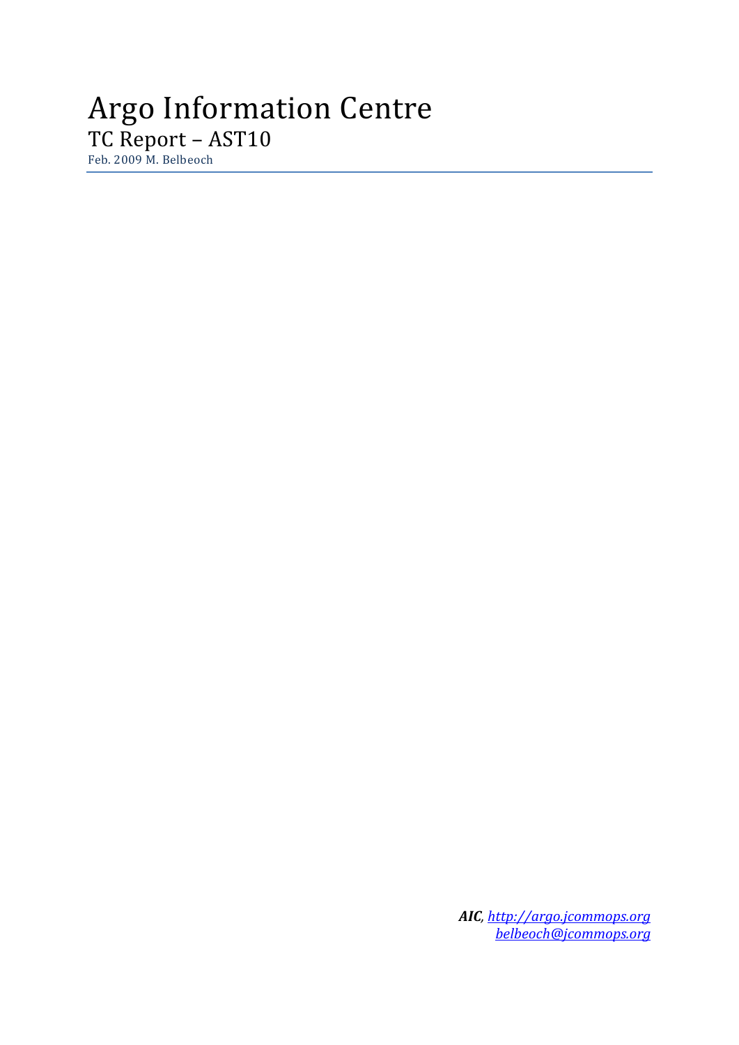# Argo Information Centre

## TC Report – AST10

Feb. 2009 M. Belbeoch

***AIC**, [http://argo.jcommops.org](http://argo.jcommops.org)*
*[belbeoch@jcommops.org](mailto:belbeoch@jcommops.org)*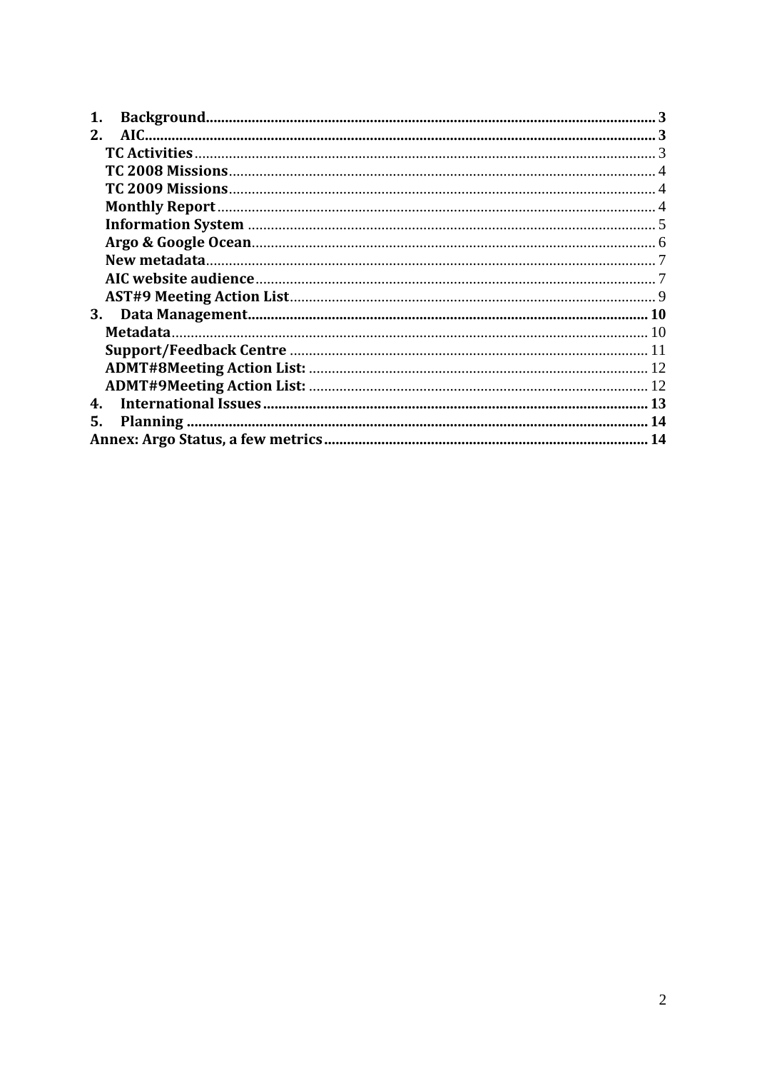1. **Background** ........................................................................ 3
2. **AIC** ........................................................................ 3
    - **TC Activities** ........................................................................ 3
    - **TC 2008 Missions** ........................................................................ 4
    - **TC 2009 Missions** ........................................................................ 4
    - **Monthly Report** ........................................................................ 4
    - **Information System** ........................................................................ 5
    - **Argo & Google Ocean** ........................................................................ 6
    - **New metadata** ........................................................................ 7
    - **AIC website audience** ........................................................................ 7
    - **AST#9 Meeting Action List** ........................................................................ 9
3. **Data Management** ........................................................................ 10
    - **Metadata** ........................................................................ 10
    - **Support/Feedback Centre** ........................................................................ 11
    - **ADMT#8Meeting Action List:** ........................................................................ 12
    - **ADMT#9Meeting Action List:** ........................................................................ 12
4. **International Issues** ........................................................................ 13
5. **Planning** ........................................................................ 14

**Annex: Argo Status, a few metrics** ........................................................................ 14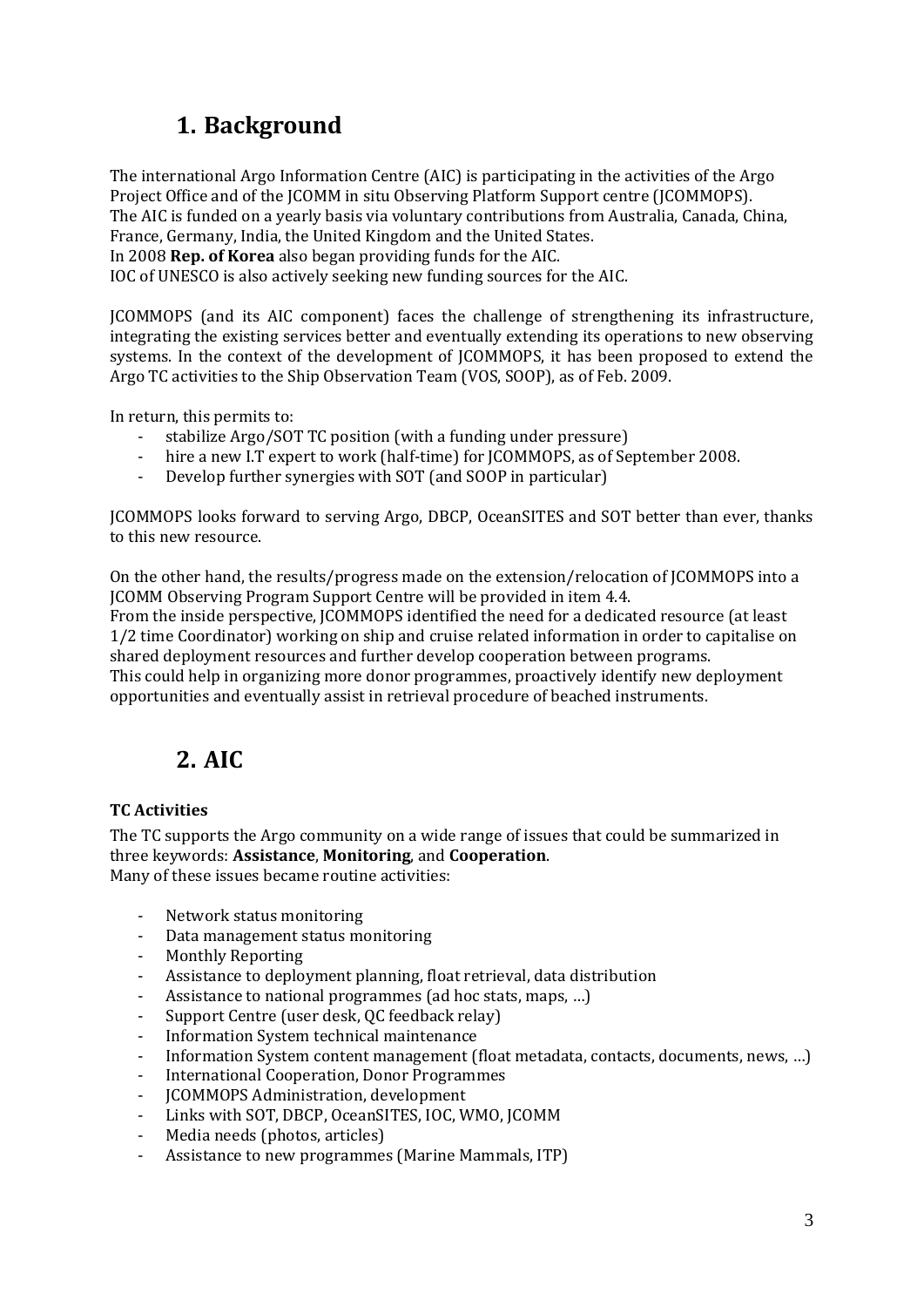# 1. Background

The international Argo Information Centre (AIC) is participating in the activities of the Argo Project Office and of the JCOMM in situ Observing Platform Support centre (JCOMMOPS).
The AIC is funded on a yearly basis via voluntary contributions from Australia, Canada, China, France, Germany, India, the United Kingdom and the United States.
In 2008 **Rep. of Korea** also began providing funds for the AIC.
IOC of UNESCO is also actively seeking new funding sources for the AIC.

JCOMMOPS (and its AIC component) faces the challenge of strengthening its infrastructure, integrating the existing services better and eventually extending its operations to new observing systems. In the context of the development of JCOMMOPS, it has been proposed to extend the Argo TC activities to the Ship Observation Team (VOS, SOOP), as of Feb. 2009.

In return, this permits to:

- stabilize Argo/SOT TC position (with a funding under pressure)
- hire a new I.T expert to work (half-time) for JCOMMOPS, as of September 2008.
- Develop further synergies with SOT (and SOOP in particular)

JCOMMOPS looks forward to serving Argo, DBCP, OceanSITES and SOT better than ever, thanks to this new resource.

On the other hand, the results/progress made on the extension/relocation of JCOMMOPS into a JCOMM Observing Program Support Centre will be provided in item 4.4.
From the inside perspective, JCOMMOPS identified the need for a dedicated resource (at least 1/2 time Coordinator) working on ship and cruise related information in order to capitalise on shared deployment resources and further develop cooperation between programs.
This could help in organizing more donor programmes, proactively identify new deployment opportunities and eventually assist in retrieval procedure of beached instruments.

# 2. AIC

**TC Activities**

The TC supports the Argo community on a wide range of issues that could be summarized in three keywords: **Assistance**, **Monitoring**, and **Cooperation**.
Many of these issues became routine activities:

- Network status monitoring
- Data management status monitoring
- Monthly Reporting
- Assistance to deployment planning, float retrieval, data distribution
- Assistance to national programmes (ad hoc stats, maps, …)
- Support Centre (user desk, QC feedback relay)
- Information System technical maintenance
- Information System content management (float metadata, contacts, documents, news, …)
- International Cooperation, Donor Programmes
- JCOMMOPS Administration, development
- Links with SOT, DBCP, OceanSITES, IOC, WMO, JCOMM
- Media needs (photos, articles)
- Assistance to new programmes (Marine Mammals, ITP)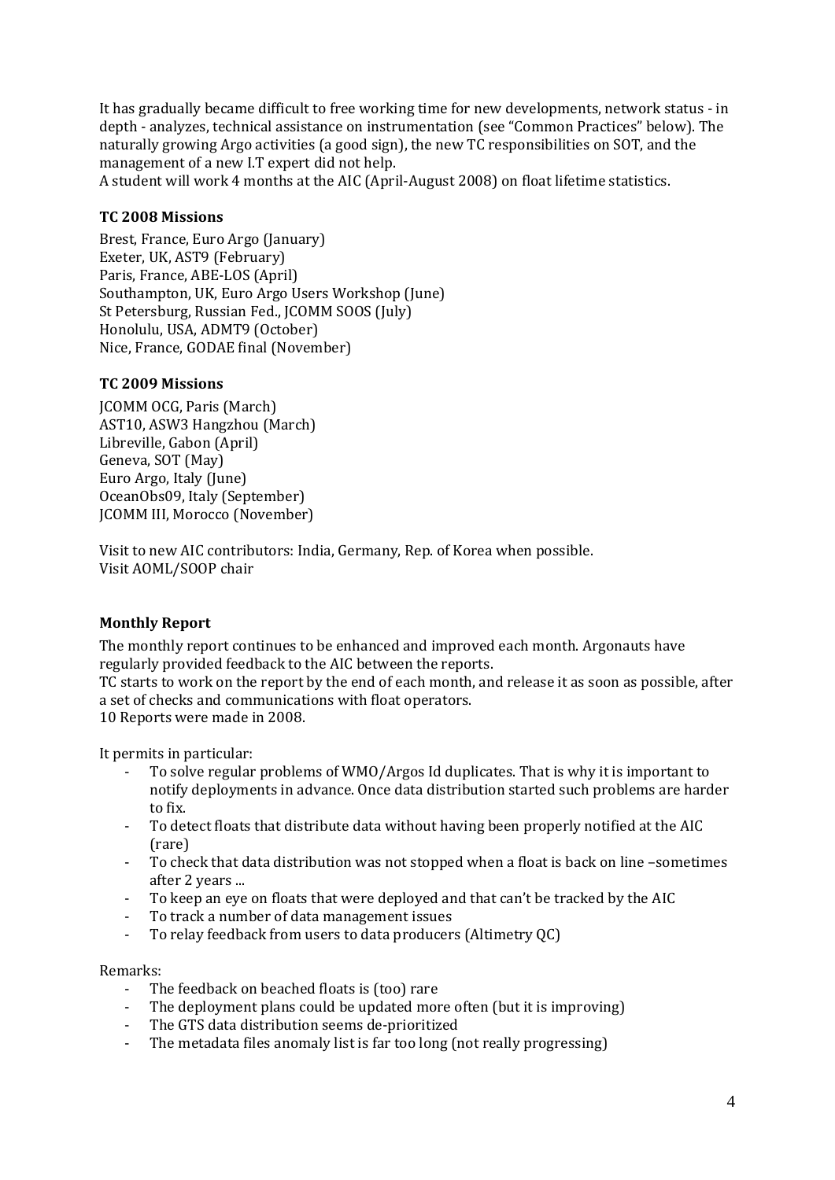It has gradually became difficult to free working time for new developments, network status - in depth - analyzes, technical assistance on instrumentation (see "Common Practices" below). The naturally growing Argo activities (a good sign), the new TC responsibilities on SOT, and the management of a new I.T expert did not help.
A student will work 4 months at the AIC (April-August 2008) on float lifetime statistics.

### TC 2008 Missions

Brest, France, Euro Argo (January)
Exeter, UK, AST9 (February)
Paris, France, ABE-LOS (April)
Southampton, UK, Euro Argo Users Workshop (June)
St Petersburg, Russian Fed., JCOMM SOOS (July)
Honolulu, USA, ADMT9 (October)
Nice, France, GODAE final (November)

### TC 2009 Missions

JCOMM OCG, Paris (March)
AST10, ASW3 Hangzhou (March)
Libreville, Gabon (April)
Geneva, SOT (May)
Euro Argo, Italy (June)
OceanObs09, Italy (September)
JCOMM III, Morocco (November)

Visit to new AIC contributors: India, Germany, Rep. of Korea when possible.
Visit AOML/SOOP chair

### Monthly Report

The monthly report continues to be enhanced and improved each month. Argonauts have regularly provided feedback to the AIC between the reports.
TC starts to work on the report by the end of each month, and release it as soon as possible, after a set of checks and communications with float operators.
10 Reports were made in 2008.

It permits in particular:

- To solve regular problems of WMO/Argos Id duplicates. That is why it is important to notify deployments in advance. Once data distribution started such problems are harder to fix.
- To detect floats that distribute data without having been properly notified at the AIC (rare)
- To check that data distribution was not stopped when a float is back on line –sometimes after 2 years ...
- To keep an eye on floats that were deployed and that can't be tracked by the AIC
- To track a number of data management issues
- To relay feedback from users to data producers (Altimetry QC)

Remarks:

- The feedback on beached floats is (too) rare
- The deployment plans could be updated more often (but it is improving)
- The GTS data distribution seems de-prioritized
- The metadata files anomaly list is far too long (not really progressing)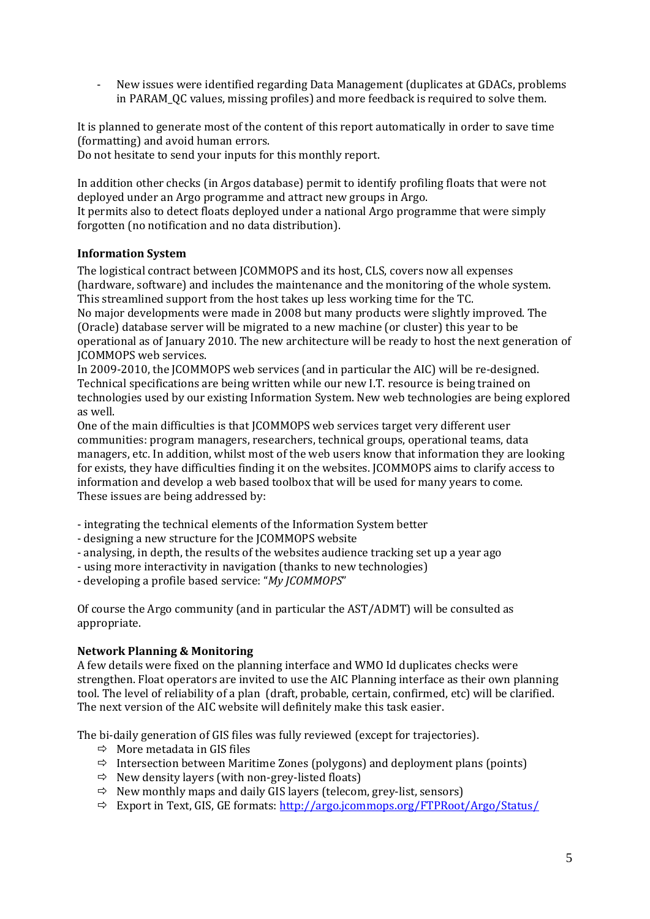- New issues were identified regarding Data Management (duplicates at GDACs, problems in PARAM_QC values, missing profiles) and more feedback is required to solve them.

It is planned to generate most of the content of this report automatically in order to save time (formatting) and avoid human errors.
Do not hesitate to send your inputs for this monthly report.

In addition other checks (in Argos database) permit to identify profiling floats that were not deployed under an Argo programme and attract new groups in Argo.
It permits also to detect floats deployed under a national Argo programme that were simply forgotten (no notification and no data distribution).

**Information System**

The logistical contract between JCOMMOPS and its host, CLS, covers now all expenses (hardware, software) and includes the maintenance and the monitoring of the whole system. This streamlined support from the host takes up less working time for the TC.
No major developments were made in 2008 but many products were slightly improved. The (Oracle) database server will be migrated to a new machine (or cluster) this year to be operational as of January 2010. The new architecture will be ready to host the next generation of JCOMMOPS web services.
In 2009-2010, the JCOMMOPS web services (and in particular the AIC) will be re-designed. Technical specifications are being written while our new I.T. resource is being trained on technologies used by our existing Information System. New web technologies are being explored as well.
One of the main difficulties is that JCOMMOPS web services target very different user communities: program managers, researchers, technical groups, operational teams, data managers, etc. In addition, whilst most of the web users know that information they are looking for exists, they have difficulties finding it on the websites. JCOMMOPS aims to clarify access to information and develop a web based toolbox that will be used for many years to come.
These issues are being addressed by:

- integrating the technical elements of the Information System better
- designing a new structure for the JCOMMOPS website
- analysing, in depth, the results of the websites audience tracking set up a year ago
- using more interactivity in navigation (thanks to new technologies)
- developing a profile based service: "*My JCOMMOPS*"

Of course the Argo community (and in particular the AST/ADMT) will be consulted as appropriate.

**Network Planning & Monitoring**

A few details were fixed on the planning interface and WMO Id duplicates checks were strengthen. Float operators are invited to use the AIC Planning interface as their own planning tool. The level of reliability of a plan (draft, probable, certain, confirmed, etc) will be clarified. The next version of the AIC website will definitely make this task easier.

The bi-daily generation of GIS files was fully reviewed (except for trajectories).

- ⇨ More metadata in GIS files
- ⇨ Intersection between Maritime Zones (polygons) and deployment plans (points)
- ⇨ New density layers (with non-grey-listed floats)
- ⇨ New monthly maps and daily GIS layers (telecom, grey-list, sensors)
- ⇨ Export in Text, GIS, GE formats: http://argo.jcommops.org/FTPRoot/Argo/Status/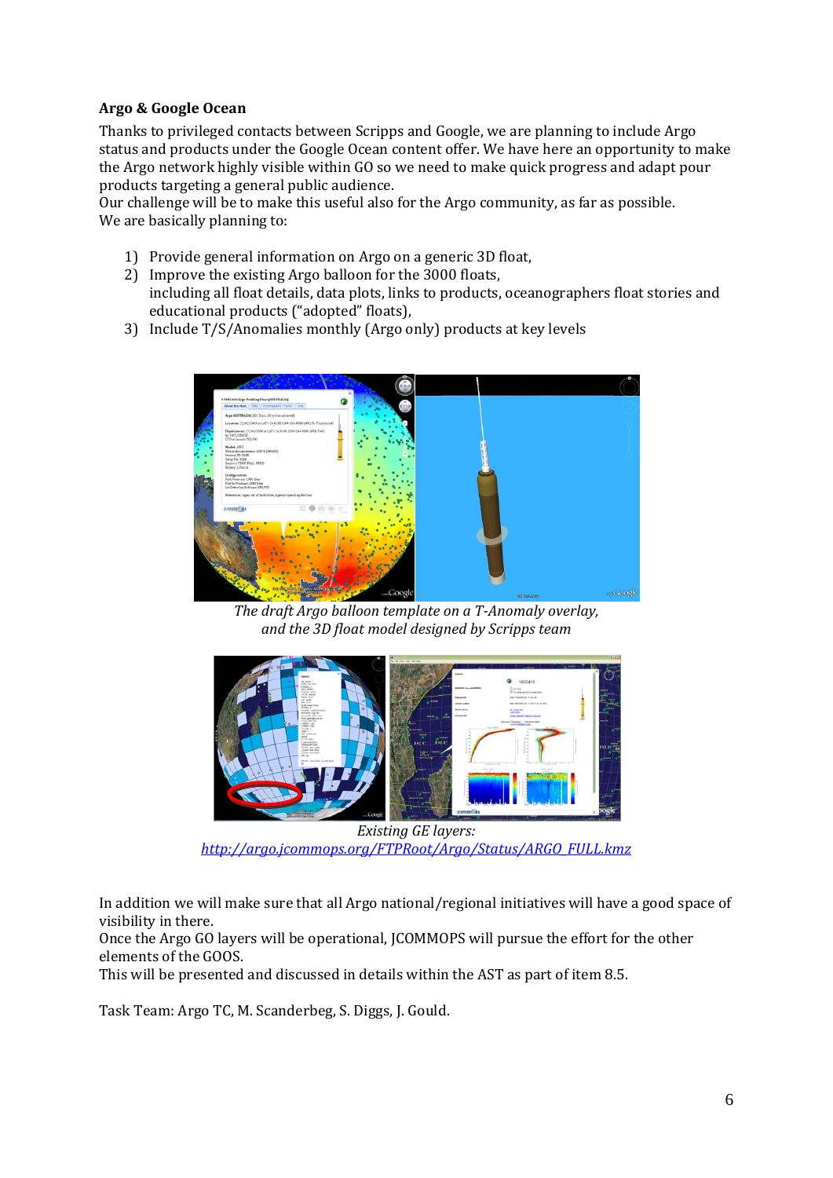**Argo & Google Ocean**

Thanks to privileged contacts between Scripps and Google, we are planning to include Argo status and products under the Google Ocean content offer. We have here an opportunity to make the Argo network highly visible within GO so we need to make quick progress and adapt pour products targeting a general public audience.
Our challenge will be to make this useful also for the Argo community, as far as possible.
We are basically planning to:

1) Provide general information on Argo on a generic 3D float,
2) Improve the existing Argo balloon for the 3000 floats,
   including all float details, data plots, links to products, oceanographers float stories and educational products ("adopted" floats),
3) Include T/S/Anomalies monthly (Argo only) products at key levels

*The draft Argo balloon template on a T-Anomaly overlay, and the 3D float model designed by Scripps team*

*Existing GE layers:*
http://argo.jcommops.org/FTPRoot/Argo/Status/ARGO_FULL.kmz

In addition we will make sure that all Argo national/regional initiatives will have a good space of visibility in there.
Once the Argo GO layers will be operational, JCOMMOPS will pursue the effort for the other elements of the GOOS.
This will be presented and discussed in details within the AST as part of item 8.5.

Task Team: Argo TC, M. Scanderberg, S. Diggs, J. Gould.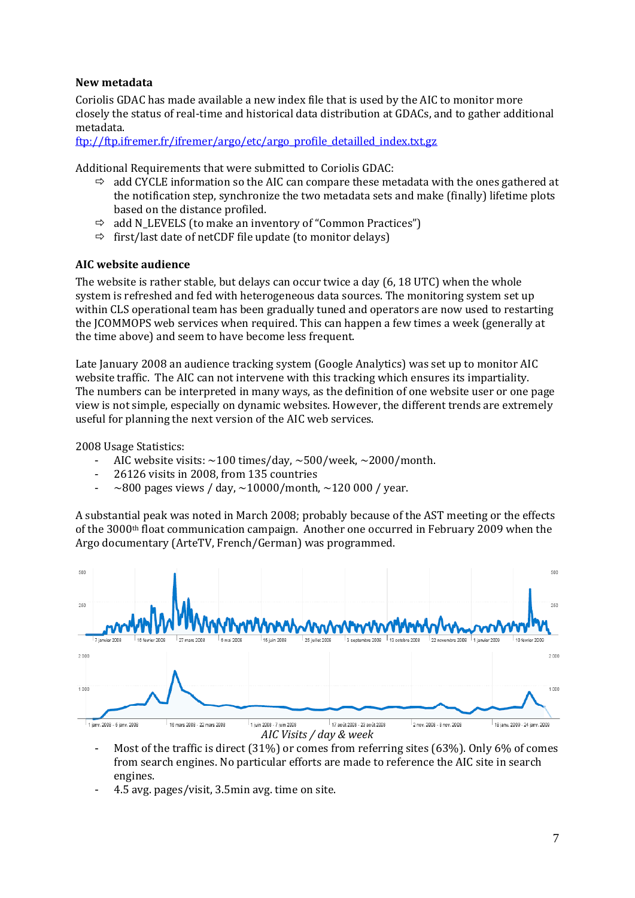### New metadata

Coriolis GDAC has made available a new index file that is used by the AIC to monitor more closely the status of real-time and historical data distribution at GDACs, and to gather additional metadata.

[ftp://ftp.ifremer.fr/ifremer/argo/etc/argo_profile_detailled_index.txt.gz](ftp://ftp.ifremer.fr/ifremer/argo/etc/argo_profile_detailled_index.txt.gz)

Additional Requirements that were submitted to Coriolis GDAC:

- ⇨ add CYCLE information so the AIC can compare these metadata with the ones gathered at the notification step, synchronize the two metadata sets and make (finally) lifetime plots based on the distance profiled.
- ⇨ add N_LEVELS (to make an inventory of "Common Practices")
- ⇨ first/last date of netCDF file update (to monitor delays)

### AIC website audience

The website is rather stable, but delays can occur twice a day (6, 18 UTC) when the whole system is refreshed and fed with heterogeneous data sources. The monitoring system set up within CLS operational team has been gradually tuned and operators are now used to restarting the JCOMMOPS web services when required. This can happen a few times a week (generally at the time above) and seem to have become less frequent.

Late January 2008 an audience tracking system (Google Analytics) was set up to monitor AIC website traffic. The AIC can not intervene with this tracking which ensures its impartiality. The numbers can be interpreted in many ways, as the definition of one website user or one page view is not simple, especially on dynamic websites. However, the different trends are extremely useful for planning the next version of the AIC web services.

2008 Usage Statistics:

- AIC website visits: ~100 times/day, ~500/week, ~2000/month.
- 26126 visits in 2008, from 135 countries
- ~800 pages views / day, ~10000/month, ~120 000 / year.

A substantial peak was noted in March 2008; probably because of the AST meeting or the effects of the 3000th float communication campaign. Another one occurred in February 2009 when the Argo documentary (ArteTV, French/German) was programmed.

*AIC Visits / day & week*

- Most of the traffic is direct (31%) or comes from referring sites (63%). Only 6% of comes from search engines. No particular efforts are made to reference the AIC site in search engines.
- 4.5 avg. pages/visit, 3.5min avg. time on site.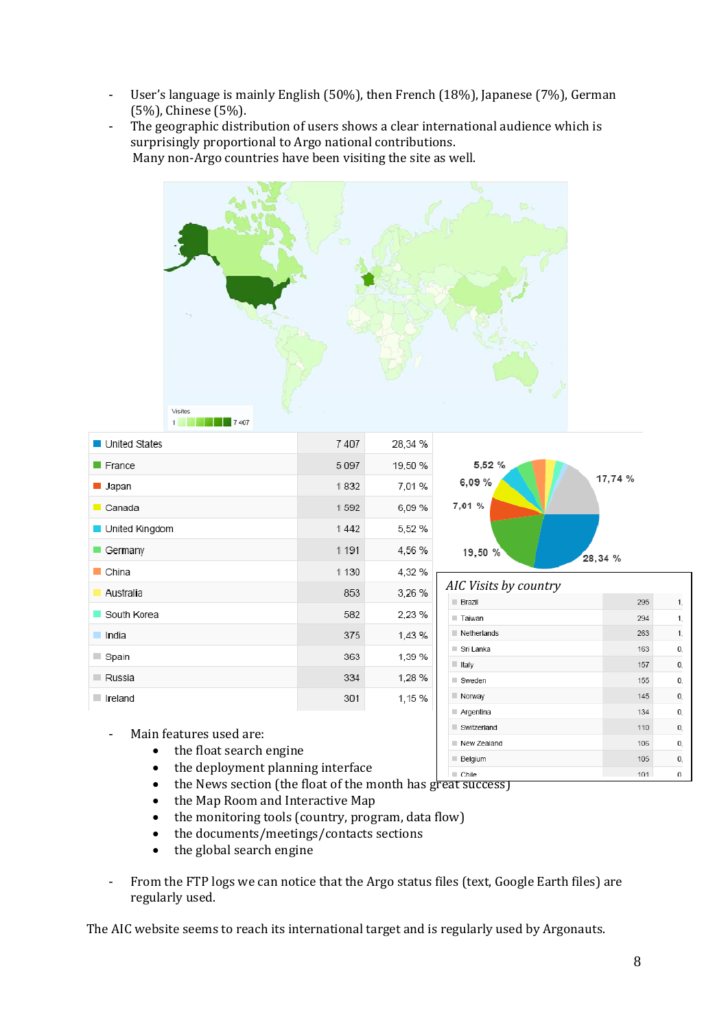- User's language is mainly English (50%), then French (18%), Japanese (7%), German (5%), Chinese (5%).
- The geographic distribution of users shows a clear international audience which is surprisingly proportional to Argo national contributions.
  Many non-Argo countries have been visiting the site as well.

| Country | Visits | % |
|---|---|---|
| United States | 7 407 | 28,34 % |
| France | 5 097 | 19,50 % |
| Japan | 1 832 | 7,01 % |
| Canada | 1 592 | 6,09 % |
| United Kingdom | 1 442 | 5,52 % |
| Germany | 1 191 | 4,56 % |
| China | 1 130 | 4,32 % |
| Australia | 853 | 3,26 % |
| South Korea | 582 | 2,23 % |
| India | 375 | 1,43 % |
| Spain | 363 | 1,39 % |
| Russia | 334 | 1,28 % |
| Ireland | 301 | 1,15 % |

*AIC Visits by country*

| Country | Visits | % |
|---|---|---|
| Brazil | 295 | 1, |
| Taiwan | 294 | 1, |
| Netherlands | 263 | 1, |
| Sri Lanka | 163 | 0, |
| Italy | 157 | 0, |
| Sweden | 155 | 0, |
| Norway | 145 | 0, |
| Argentina | 134 | 0, |
| Switzerland | 110 | 0, |
| New Zealand | 106 | 0, |
| Belgium | 105 | 0, |
| Chile | 101 | 0, |

- Main features used are:
  - the float search engine
  - the deployment planning interface
  - the News section (the float of the month has great success)
  - the Map Room and Interactive Map
  - the monitoring tools (country, program, data flow)
  - the documents/meetings/contacts sections
  - the global search engine

- From the FTP logs we can notice that the Argo status files (text, Google Earth files) are regularly used.

The AIC website seems to reach its international target and is regularly used by Argonauts.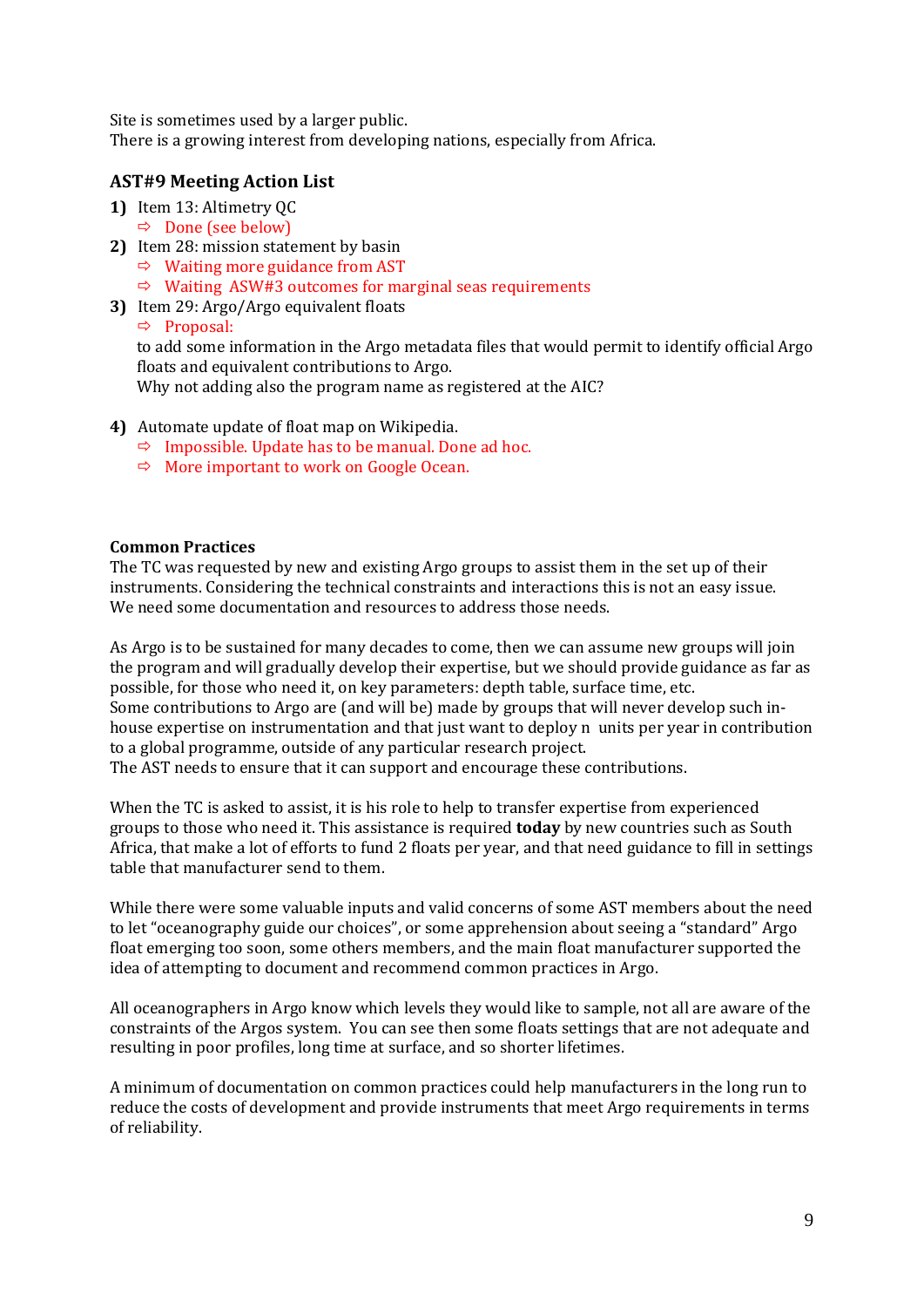Site is sometimes used by a larger public.
There is a growing interest from developing nations, especially from Africa.

### AST#9 Meeting Action List

1) Item 13: Altimetry QC
   - ⇨ Done (see below)
2) Item 28: mission statement by basin
   - ⇨ Waiting more guidance from AST
   - ⇨ Waiting ASW#3 outcomes for marginal seas requirements
3) Item 29: Argo/Argo equivalent floats
   - ⇨ Proposal:

   to add some information in the Argo metadata files that would permit to identify official Argo floats and equivalent contributions to Argo.
   Why not adding also the program name as registered at the AIC?

4) Automate update of float map on Wikipedia.
   - ⇨ Impossible. Update has to be manual. Done ad hoc.
   - ⇨ More important to work on Google Ocean.

**Common Practices**

The TC was requested by new and existing Argo groups to assist them in the set up of their instruments. Considering the technical constraints and interactions this is not an easy issue. We need some documentation and resources to address those needs.

As Argo is to be sustained for many decades to come, then we can assume new groups will join the program and will gradually develop their expertise, but we should provide guidance as far as possible, for those who need it, on key parameters: depth table, surface time, etc.
Some contributions to Argo are (and will be) made by groups that will never develop such in-house expertise on instrumentation and that just want to deploy n units per year in contribution to a global programme, outside of any particular research project.
The AST needs to ensure that it can support and encourage these contributions.

When the TC is asked to assist, it is his role to help to transfer expertise from experienced groups to those who need it. This assistance is required **today** by new countries such as South Africa, that make a lot of efforts to fund 2 floats per year, and that need guidance to fill in settings table that manufacturer send to them.

While there were some valuable inputs and valid concerns of some AST members about the need to let "oceanography guide our choices", or some apprehension about seeing a "standard" Argo float emerging too soon, some others members, and the main float manufacturer supported the idea of attempting to document and recommend common practices in Argo.

All oceanographers in Argo know which levels they would like to sample, not all are aware of the constraints of the Argos system. You can see then some floats settings that are not adequate and resulting in poor profiles, long time at surface, and so shorter lifetimes.

A minimum of documentation on common practices could help manufacturers in the long run to reduce the costs of development and provide instruments that meet Argo requirements in terms of reliability.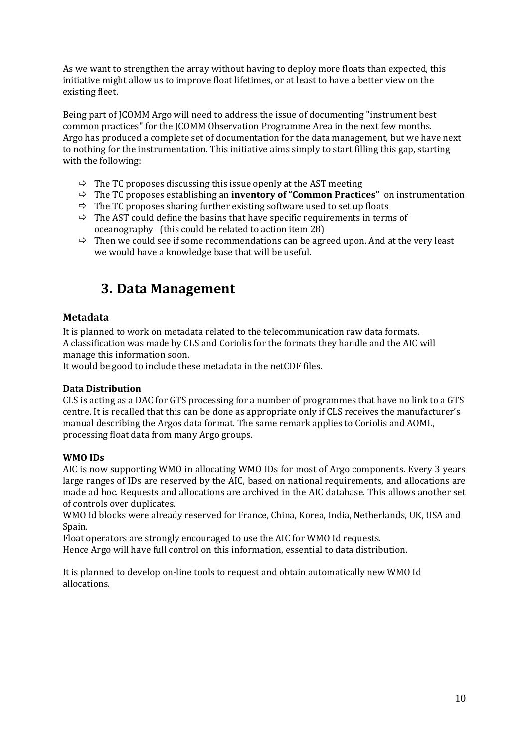As we want to strengthen the array without having to deploy more floats than expected, this initiative might allow us to improve float lifetimes, or at least to have a better view on the existing fleet.

Being part of JCOMM Argo will need to address the issue of documenting "instrument ~~best~~ common practices" for the JCOMM Observation Programme Area in the next few months. Argo has produced a complete set of documentation for the data management, but we have next to nothing for the instrumentation. This initiative aims simply to start filling this gap, starting with the following:

- ⇨ The TC proposes discussing this issue openly at the AST meeting
- ⇨ The TC proposes establishing an **inventory of "Common Practices"** on instrumentation
- ⇨ The TC proposes sharing further existing software used to set up floats
- ⇨ The AST could define the basins that have specific requirements in terms of oceanography (this could be related to action item 28)
- ⇨ Then we could see if some recommendations can be agreed upon. And at the very least we would have a knowledge base that will be useful.

# 3. Data Management

## Metadata

It is planned to work on metadata related to the telecommunication raw data formats.
A classification was made by CLS and Coriolis for the formats they handle and the AIC will manage this information soon.
It would be good to include these metadata in the netCDF files.

### Data Distribution

CLS is acting as a DAC for GTS processing for a number of programmes that have no link to a GTS centre. It is recalled that this can be done as appropriate only if CLS receives the manufacturer's manual describing the Argos data format. The same remark applies to Coriolis and AOML, processing float data from many Argo groups.

### WMO IDs

AIC is now supporting WMO in allocating WMO IDs for most of Argo components. Every 3 years large ranges of IDs are reserved by the AIC, based on national requirements, and allocations are made ad hoc. Requests and allocations are archived in the AIC database. This allows another set of controls over duplicates.
WMO Id blocks were already reserved for France, China, Korea, India, Netherlands, UK, USA and Spain.
Float operators are strongly encouraged to use the AIC for WMO Id requests.
Hence Argo will have full control on this information, essential to data distribution.

It is planned to develop on-line tools to request and obtain automatically new WMO Id allocations.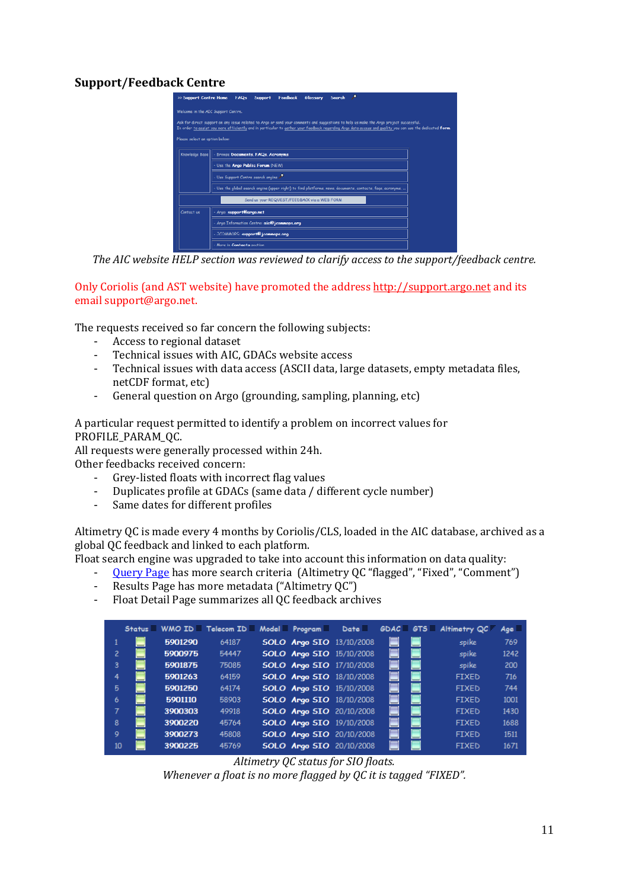## Support/Feedback Centre

*The AIC website HELP section was reviewed to clarify access to the support/feedback centre.*

Only Coriolis (and AST website) have promoted the address http://support.argo.net and its email support@argo.net.

The requests received so far concern the following subjects:

- Access to regional dataset
- Technical issues with AIC, GDACs website access
- Technical issues with data access (ASCII data, large datasets, empty metadata files, netCDF format, etc)
- General question on Argo (grounding, sampling, planning, etc)

A particular request permitted to identify a problem on incorrect values for PROFILE_PARAM_QC.
All requests were generally processed within 24h.
Other feedbacks received concern:

- Grey-listed floats with incorrect flag values
- Duplicates profile at GDACs (same data / different cycle number)
- Same dates for different profiles

Altimetry QC is made every 4 months by Coriolis/CLS, loaded in the AIC database, archived as a global QC feedback and linked to each platform.
Float search engine was upgraded to take into account this information on data quality:

- Query Page has more search criteria (Altimetry QC "flagged", "Fixed", "Comment")
- Results Page has more metadata ("Altimetry QC")
- Float Detail Page summarizes all QC feedback archives

| | Status | WMO ID | Telecom ID | Model | Program | Date | GDAC | GTS | Altimetry QC | Age |
|---|---|---|---|---|---|---|---|---|---|---|
| 1 | | 5901290 | 64187 | SOLO | Argo SIO | 13/10/2008 | | | spike | 769 |
| 2 | | 5900975 | 54447 | SOLO | Argo SIO | 15/10/2008 | | | spike | 1242 |
| 3 | | 5901875 | 75085 | SOLO | Argo SIO | 17/10/2008 | | | spike | 200 |
| 4 | | 5901263 | 64159 | SOLO | Argo SIO | 18/10/2008 | | | FIXED | 716 |
| 5 | | 5901250 | 64174 | SOLO | Argo SIO | 15/10/2008 | | | FIXED | 744 |
| 6 | | 5901110 | 58903 | SOLO | Argo SIO | 18/10/2008 | | | FIXED | 1001 |
| 7 | | 3900303 | 49918 | SOLO | Argo SIO | 20/10/2008 | | | FIXED | 1430 |
| 8 | | 3900220 | 45764 | SOLO | Argo SIO | 19/10/2008 | | | FIXED | 1688 |
| 9 | | 3900273 | 45808 | SOLO | Argo SIO | 20/10/2008 | | | FIXED | 1511 |
| 10 | | 3900225 | 45769 | SOLO | Argo SIO | 20/10/2008 | | | FIXED | 1671 |

*Altimetry QC status for SIO floats.*
*Whenever a float is no more flagged by QC it is tagged "FIXED".*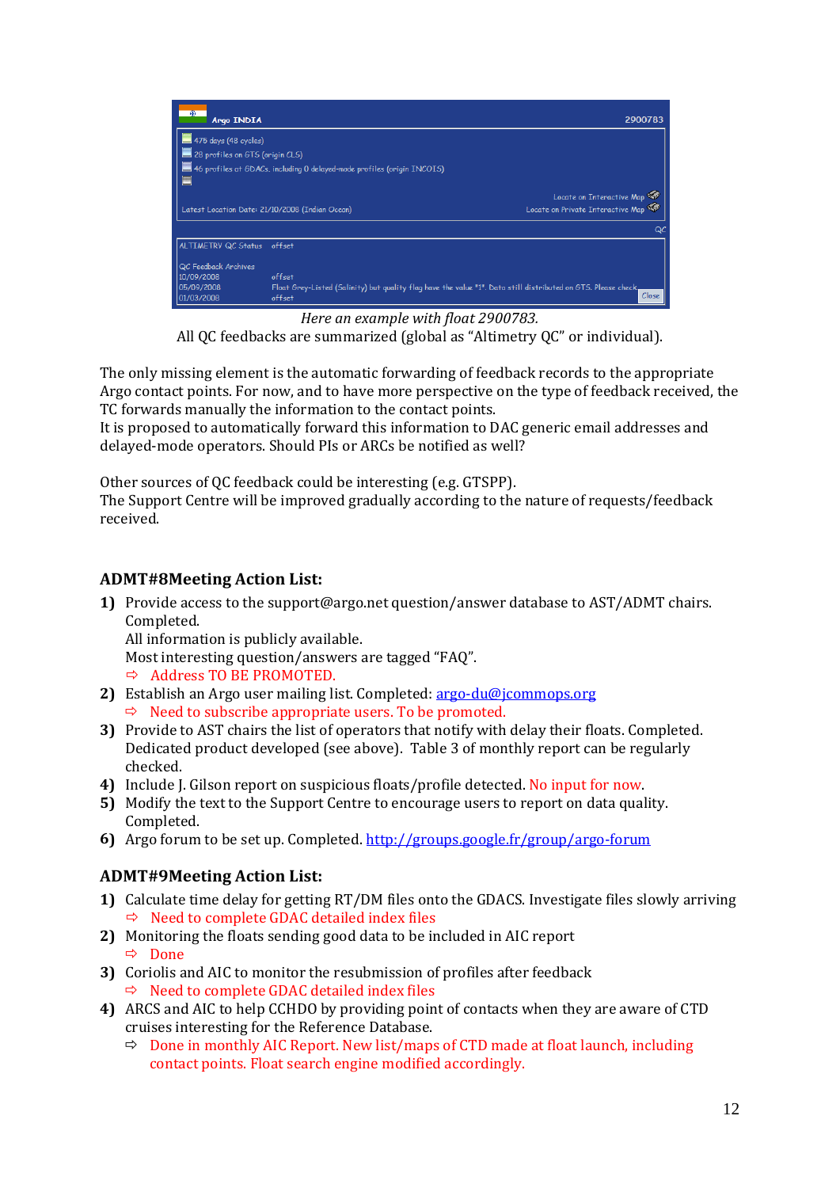Argo INDIA 2900783

475 days (48 cycles)
28 profiles on GTS (origin CLS)
46 profiles at GDACs, including 0 delayed-mode profiles (origin INCOIS)

Locate on Interactive Map
Latest Location Date: 21/10/2008 (Indian Ocean) Locate on Private Interactive Map

QC

| ALTIMETRY QC Status | offset |
|---|---|
| QC Feedback Archives | |
| 10/09/2008 | offset |
| 05/09/2008 | Float Grey-Listed (Salinity) but quality flag have the value "1". Data still distributed on GTS. Please check. |
| 01/03/2008 | offset |

Close

*Here an example with float 2900783.*
All QC feedbacks are summarized (global as "Altimetry QC" or individual).

The only missing element is the automatic forwarding of feedback records to the appropriate Argo contact points. For now, and to have more perspective on the type of feedback received, the TC forwards manually the information to the contact points.
It is proposed to automatically forward this information to DAC generic email addresses and delayed-mode operators. Should PIs or ARCs be notified as well?

Other sources of QC feedback could be interesting (e.g. GTSPP).
The Support Centre will be improved gradually according to the nature of requests/feedback received.

## ADMT#8Meeting Action List:

1) Provide access to the support@argo.net question/answer database to AST/ADMT chairs. Completed.
   All information is publicly available.
   Most interesting question/answers are tagged "FAQ".
   ⇨ Address TO BE PROMOTED.
2) Establish an Argo user mailing list. Completed: argo-du@jcommops.org
   ⇨ Need to subscribe appropriate users. To be promoted.
3) Provide to AST chairs the list of operators that notify with delay their floats. Completed. Dedicated product developed (see above). Table 3 of monthly report can be regularly checked.
4) Include J. Gilson report on suspicious floats/profile detected. No input for now.
5) Modify the text to the Support Centre to encourage users to report on data quality. Completed.
6) Argo forum to be set up. Completed. http://groups.google.fr/group/argo-forum

## ADMT#9Meeting Action List:

1) Calculate time delay for getting RT/DM files onto the GDACS. Investigate files slowly arriving
   ⇨ Need to complete GDAC detailed index files
2) Monitoring the floats sending good data to be included in AIC report
   ⇨ Done
3) Coriolis and AIC to monitor the resubmission of profiles after feedback
   ⇨ Need to complete GDAC detailed index files
4) ARCS and AIC to help CCHDO by providing point of contacts when they are aware of CTD cruises interesting for the Reference Database.
   ⇨ Done in monthly AIC Report. New list/maps of CTD made at float launch, including contact points. Float search engine modified accordingly.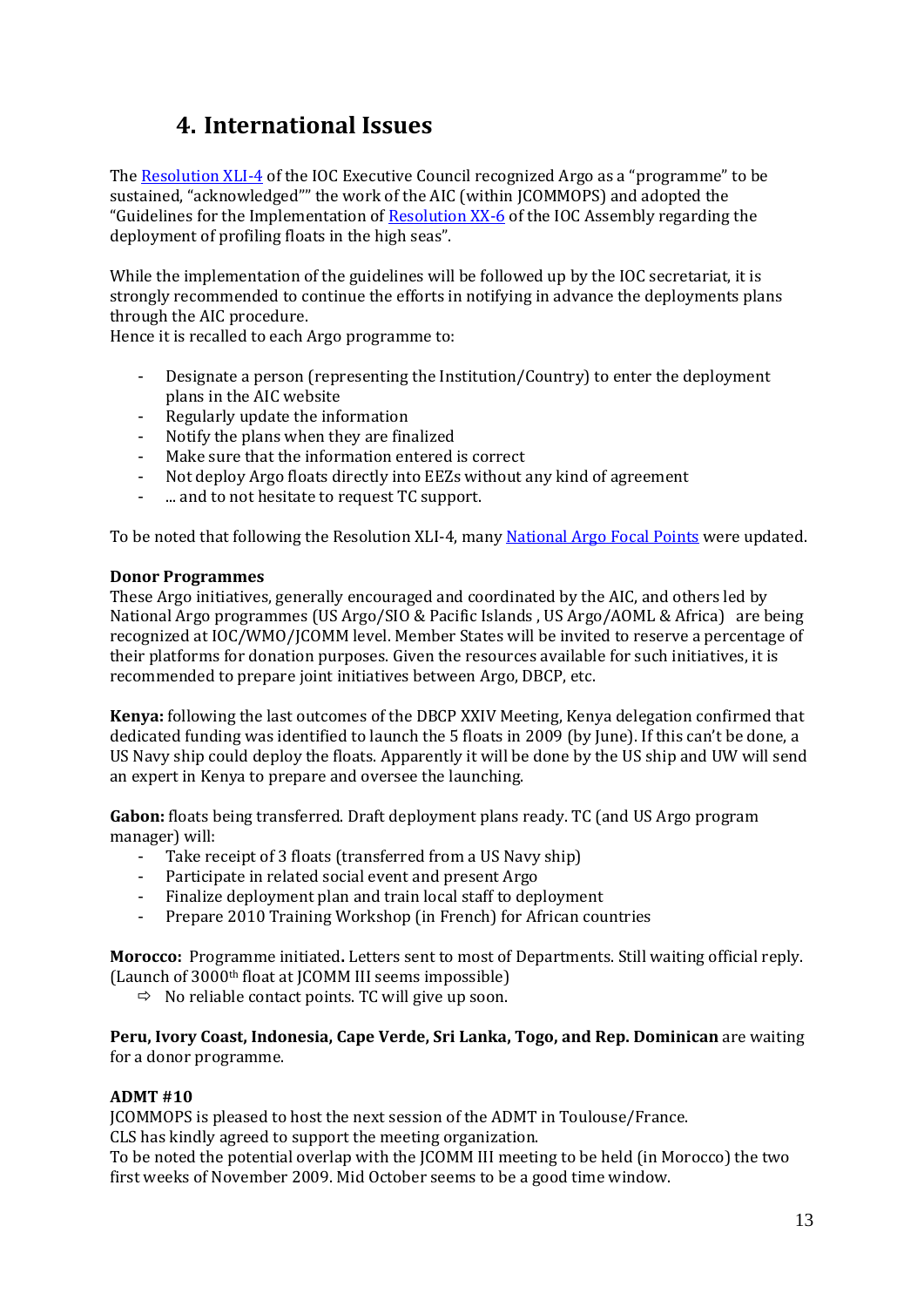# 4. International Issues

The [Resolution XLI-4](Resolution XLI-4) of the IOC Executive Council recognized Argo as a "programme" to be sustained, "acknowledged"" the work of the AIC (within JCOMMOPS) and adopted the "Guidelines for the Implementation of [Resolution XX-6](Resolution XX-6) of the IOC Assembly regarding the deployment of profiling floats in the high seas".

While the implementation of the guidelines will be followed up by the IOC secretariat, it is strongly recommended to continue the efforts in notifying in advance the deployments plans through the AIC procedure.
Hence it is recalled to each Argo programme to:

- Designate a person (representing the Institution/Country) to enter the deployment plans in the AIC website
- Regularly update the information
- Notify the plans when they are finalized
- Make sure that the information entered is correct
- Not deploy Argo floats directly into EEZs without any kind of agreement
- ... and to not hesitate to request TC support.

To be noted that following the Resolution XLI-4, many [National Argo Focal Points](National Argo Focal Points) were updated.

**Donor Programmes**
These Argo initiatives, generally encouraged and coordinated by the AIC, and others led by National Argo programmes (US Argo/SIO & Pacific Islands , US Argo/AOML & Africa) are being recognized at IOC/WMO/JCOMM level. Member States will be invited to reserve a percentage of their platforms for donation purposes. Given the resources available for such initiatives, it is recommended to prepare joint initiatives between Argo, DBCP, etc.

**Kenya:** following the last outcomes of the DBCP XXIV Meeting, Kenya delegation confirmed that dedicated funding was identified to launch the 5 floats in 2009 (by June). If this can't be done, a US Navy ship could deploy the floats. Apparently it will be done by the US ship and UW will send an expert in Kenya to prepare and oversee the launching.

**Gabon:** floats being transferred. Draft deployment plans ready. TC (and US Argo program manager) will:

- Take receipt of 3 floats (transferred from a US Navy ship)
- Participate in related social event and present Argo
- Finalize deployment plan and train local staff to deployment
- Prepare 2010 Training Workshop (in French) for African countries

**Morocco:** Programme initiated**.** Letters sent to most of Departments. Still waiting official reply. (Launch of 3000th float at JCOMM III seems impossible)

⇨ No reliable contact points. TC will give up soon.

**Peru, Ivory Coast, Indonesia, Cape Verde, Sri Lanka, Togo, and Rep. Dominican** are waiting for a donor programme.

**ADMT #10**
JCOMMOPS is pleased to host the next session of the ADMT in Toulouse/France.
CLS has kindly agreed to support the meeting organization.
To be noted the potential overlap with the JCOMM III meeting to be held (in Morocco) the two first weeks of November 2009. Mid October seems to be a good time window.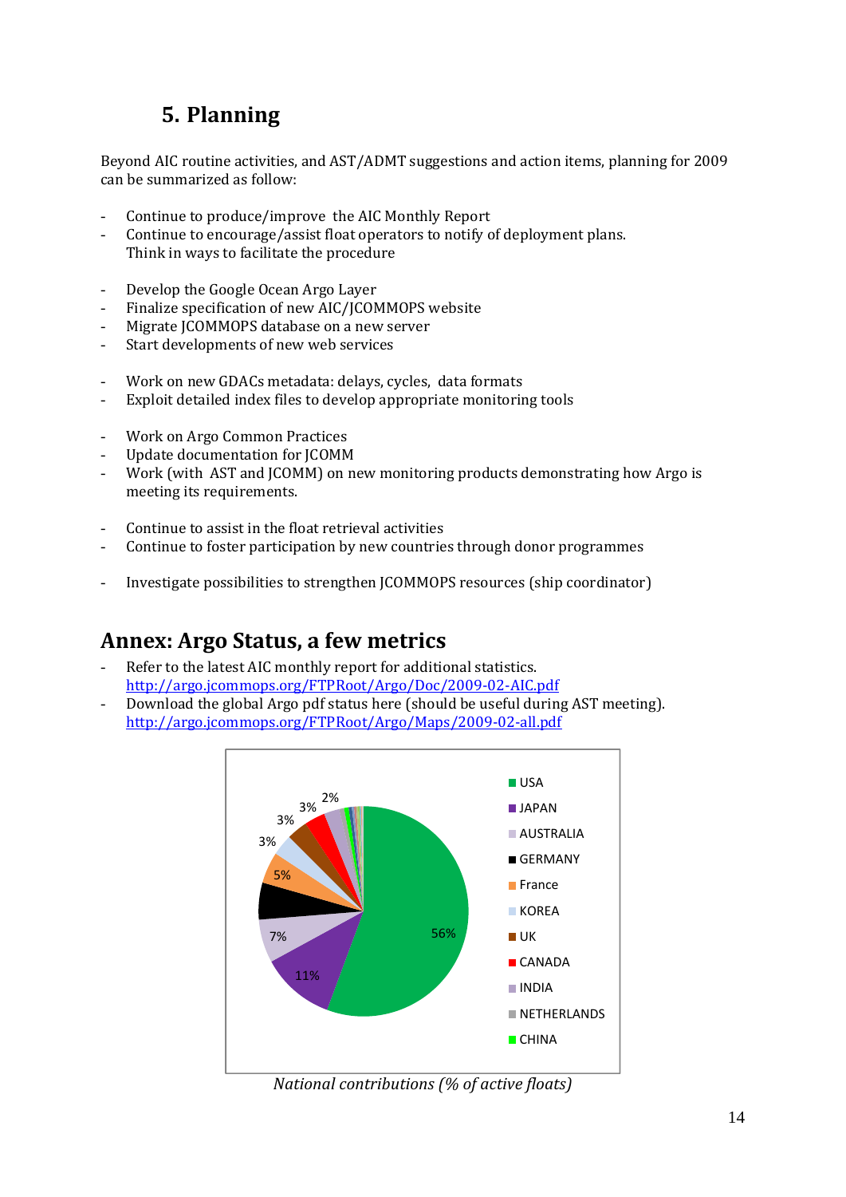## 5. Planning

Beyond AIC routine activities, and AST/ADMT suggestions and action items, planning for 2009 can be summarized as follow:

- Continue to produce/improve the AIC Monthly Report
- Continue to encourage/assist float operators to notify of deployment plans. Think in ways to facilitate the procedure

- Develop the Google Ocean Argo Layer
- Finalize specification of new AIC/JCOMMOPS website
- Migrate JCOMMOPS database on a new server
- Start developments of new web services

- Work on new GDACs metadata: delays, cycles, data formats
- Exploit detailed index files to develop appropriate monitoring tools

- Work on Argo Common Practices
- Update documentation for JCOMM
- Work (with AST and JCOMM) on new monitoring products demonstrating how Argo is meeting its requirements.

- Continue to assist in the float retrieval activities
- Continue to foster participation by new countries through donor programmes

- Investigate possibilities to strengthen JCOMMOPS resources (ship coordinator)

## Annex: Argo Status, a few metrics

- Refer to the latest AIC monthly report for additional statistics. http://argo.jcommops.org/FTPRoot/Argo/Doc/2009-02-AIC.pdf
- Download the global Argo pdf status here (should be useful during AST meeting). http://argo.jcommops.org/FTPRoot/Argo/Maps/2009-02-all.pdf

*National contributions (% of active floats)*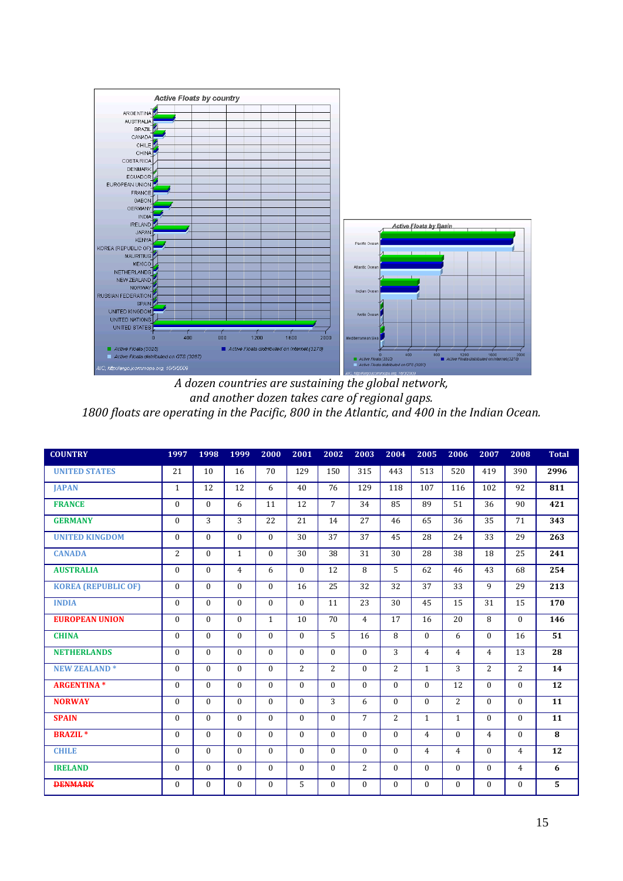*A dozen countries are sustaining the global network,*
*and another dozen takes care of regional gaps.*
*1800 floats are operating in the Pacific, 800 in the Atlantic, and 400 in the Indian Ocean.*

| COUNTRY | 1997 | 1998 | 1999 | 2000 | 2001 | 2002 | 2003 | 2004 | 2005 | 2006 | 2007 | 2008 | Total |
|---|---|---|---|---|---|---|---|---|---|---|---|---|---|
| UNITED STATES | 21 | 10 | 16 | 70 | 129 | 150 | 315 | 443 | 513 | 520 | 419 | 390 | **2996** |
| JAPAN | 1 | 12 | 12 | 6 | 40 | 76 | 129 | 118 | 107 | 116 | 102 | 92 | **811** |
| FRANCE | 0 | 0 | 6 | 11 | 12 | 7 | 34 | 85 | 89 | 51 | 36 | 90 | **421** |
| GERMANY | 0 | 3 | 3 | 22 | 21 | 14 | 27 | 46 | 65 | 36 | 35 | 71 | **343** |
| UNITED KINGDOM | 0 | 0 | 0 | 0 | 30 | 37 | 37 | 45 | 28 | 24 | 33 | 29 | **263** |
| CANADA | 2 | 0 | 1 | 0 | 30 | 38 | 31 | 30 | 28 | 38 | 18 | 25 | **241** |
| AUSTRALIA | 0 | 0 | 4 | 6 | 0 | 12 | 8 | 5 | 62 | 46 | 43 | 68 | **254** |
| KOREA (REPUBLIC OF) | 0 | 0 | 0 | 0 | 16 | 25 | 32 | 32 | 37 | 33 | 9 | 29 | **213** |
| INDIA | 0 | 0 | 0 | 0 | 0 | 11 | 23 | 30 | 45 | 15 | 31 | 15 | **170** |
| EUROPEAN UNION | 0 | 0 | 0 | 1 | 10 | 70 | 4 | 17 | 16 | 20 | 8 | 0 | **146** |
| CHINA | 0 | 0 | 0 | 0 | 0 | 5 | 16 | 8 | 0 | 6 | 0 | 16 | **51** |
| NETHERLANDS | 0 | 0 | 0 | 0 | 0 | 0 | 0 | 3 | 4 | 4 | 4 | 13 | **28** |
| NEW ZEALAND * | 0 | 0 | 0 | 0 | 2 | 2 | 0 | 2 | 1 | 3 | 2 | 2 | **14** |
| ARGENTINA * | 0 | 0 | 0 | 0 | 0 | 0 | 0 | 0 | 0 | 12 | 0 | 0 | **12** |
| NORWAY | 0 | 0 | 0 | 0 | 0 | 3 | 6 | 0 | 0 | 2 | 0 | 0 | **11** |
| SPAIN | 0 | 0 | 0 | 0 | 0 | 0 | 7 | 2 | 1 | 1 | 0 | 0 | **11** |
| BRAZIL * | 0 | 0 | 0 | 0 | 0 | 0 | 0 | 0 | 4 | 0 | 4 | 0 | **8** |
| CHILE | 0 | 0 | 0 | 0 | 0 | 0 | 0 | 0 | 4 | 4 | 0 | 4 | **12** |
| IRELAND | 0 | 0 | 0 | 0 | 0 | 0 | 2 | 0 | 0 | 0 | 0 | 4 | **6** |
| ~~DENMARK~~ | 0 | 0 | 0 | 0 | 5 | 0 | 0 | 0 | 0 | 0 | 0 | 0 | **5** |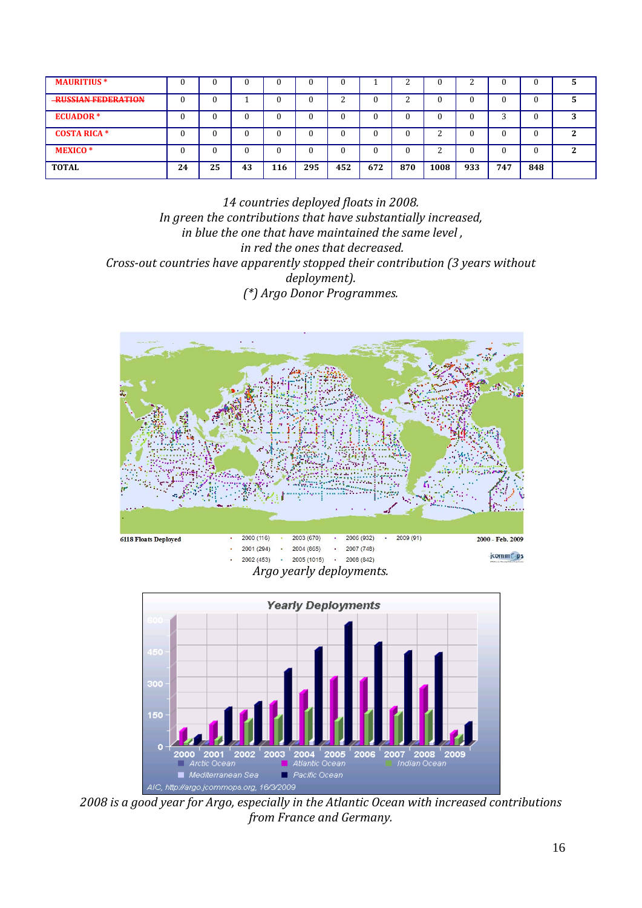| MAURITIUS * | 0 | 0 | 0 | 0 | 0 | 0 | 1 | 2 | 0 | 2 | 0 | 0 | 5 |
|---|---|---|---|---|---|---|---|---|---|---|---|---|---|
| ~~RUSSIAN FEDERATION~~ | 0 | 0 | 1 | 0 | 0 | 2 | 0 | 2 | 0 | 0 | 0 | 0 | 5 |
| ECUADOR * | 0 | 0 | 0 | 0 | 0 | 0 | 0 | 0 | 0 | 0 | 3 | 0 | 3 |
| COSTA RICA * | 0 | 0 | 0 | 0 | 0 | 0 | 0 | 0 | 2 | 0 | 0 | 0 | 2 |
| MEXICO * | 0 | 0 | 0 | 0 | 0 | 0 | 0 | 0 | 2 | 0 | 0 | 0 | 2 |
| **TOTAL** | **24** | **25** | **43** | **116** | **295** | **452** | **672** | **870** | **1008** | **933** | **747** | **848** | |

*14 countries deployed floats in 2008.*
*In green the contributions that have substantially increased,*
*in blue the one that have maintained the same level ,*
*in red the ones that decreased.*
*Cross-out countries have apparently stopped their contribution (3 years without deployment).*
*(\*) Argo Donor Programmes.*

6118 Floats Deployed — 2000 (116), 2001 (294), 2002 (453), 2003 (670), 2004 (865), 2005 (1015), 2006 (932), 2007 (748), 2008 (842), 2009 (91) — 2000 - Feb. 2009

*Argo yearly deployments.*

Yearly Deployments — Arctic Ocean, Atlantic Ocean, Indian Ocean, Mediterranean Sea, Pacific Ocean — AIC, http://argo.jcommops.org, 16/3/2009

*2008 is a good year for Argo, especially in the Atlantic Ocean with increased contributions from France and Germany.*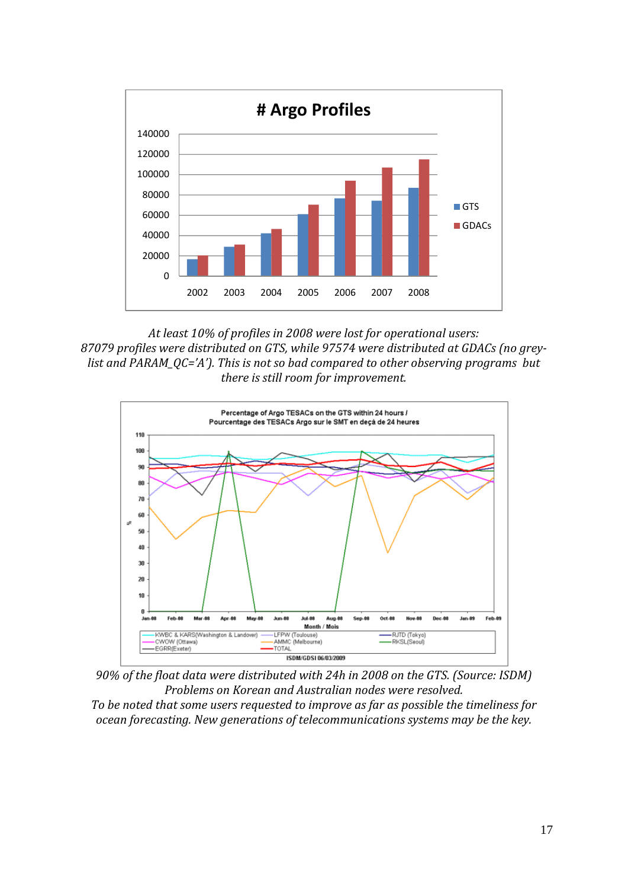# Argo Profiles

140000
120000
100000
80000
60000
40000
20000
0

2002 2003 2004 2005 2006 2007 2008

GTS
GDACs

*At least 10% of profiles in 2008 were lost for operational users:*
*87079 profiles were distributed on GTS, while 97574 were distributed at GDACs (no grey-list and PARAM_QC='A'). This is not so bad compared to other observing programs but there is still room for improvement.*

Percentage of Argo TESACs on the GTS within 24 hours /
Pourcentage des TESACs Argo sur le SMT en deçà de 24 heures

110
100
90
80
70
60
50
40
30
20
10
0

%

Jan-08 Feb-08 Mar-08 Apr-08 May-08 Jun-08 Jul-08 Aug-08 Sep-08 Oct-08 Nov-08 Dec-08 Jan-09 Feb-09

Month / Mois

KWBC & KARS(Washington & Landover)
LFPW (Toulouse)
RJTD (Tokyo)
CWOW (Ottawa)
AMMC (Melbourne)
RKSL(Seoul)
EGRR(Exeter)
TOTAL

ISDM/GDSI 06/03/2009

*90% of the float data were distributed with 24h in 2008 on the GTS. (Source: ISDM)*
*Problems on Korean and Australian nodes were resolved.*
*To be noted that some users requested to improve as far as possible the timeliness for ocean forecasting. New generations of telecommunications systems may be the key.*